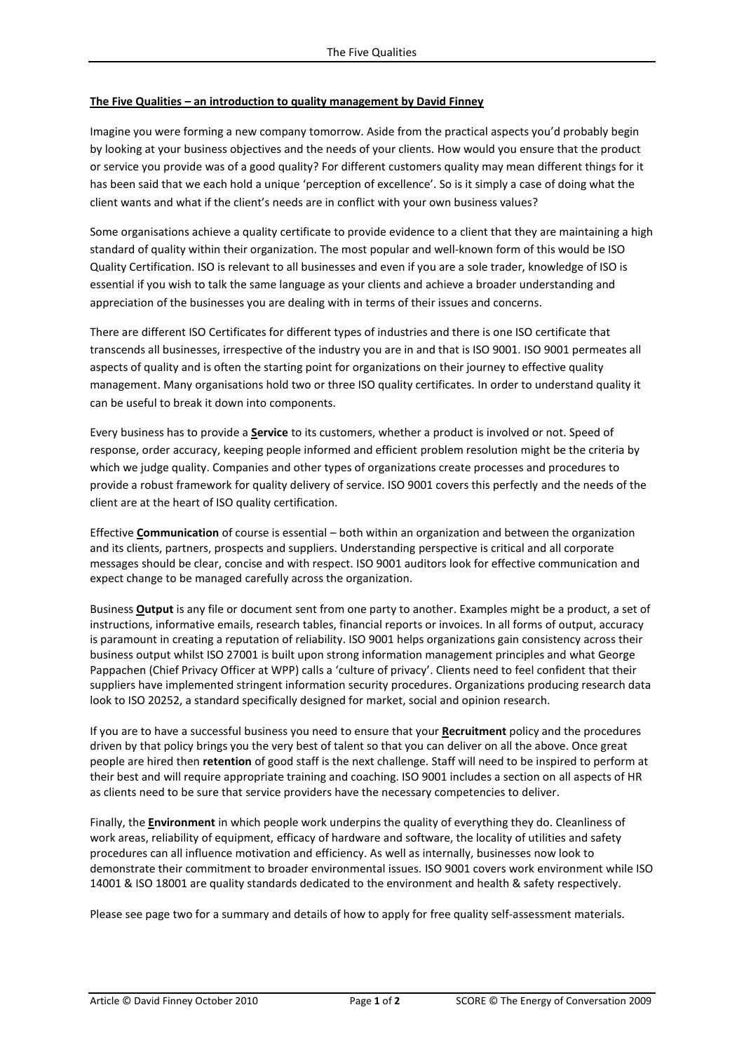**The Five Qualities – an introduction to quality management by David Finney**

Imagine you were forming a new company tomorrow. Aside from the practical aspects you'd probably begin by looking at your business objectives and the needs of your clients. How would you ensure that the product or service you provide was of a good quality? For different customers quality may mean different things for it has been said that we each hold a unique 'perception of excellence'. So is it simply a case of doing what the client wants and what if the client's needs are in conflict with your own business values?

Some organisations achieve a quality certificate to provide evidence to a client that they are maintaining a high standard of quality within their organization. The most popular and well-known form of this would be ISO Quality Certification. ISO is relevant to all businesses and even if you are a sole trader, knowledge of ISO is essential if you wish to talk the same language as your clients and achieve a broader understanding and appreciation of the businesses you are dealing with in terms of their issues and concerns.

There are different ISO Certificates for different types of industries and there is one ISO certificate that transcends all businesses, irrespective of the industry you are in and that is ISO 9001. ISO 9001 permeates all aspects of quality and is often the starting point for organizations on their journey to effective quality management. Many organisations hold two or three ISO quality certificates. In order to understand quality it can be useful to break it down into components.

Every business has to provide a **Service** to its customers, whether a product is involved or not. Speed of response, order accuracy, keeping people informed and efficient problem resolution might be the criteria by which we judge quality. Companies and other types of organizations create processes and procedures to provide a robust framework for quality delivery of service. ISO 9001 covers this perfectly and the needs of the client are at the heart of ISO quality certification.

Effective **Communication** of course is essential – both within an organization and between the organization and its clients, partners, prospects and suppliers. Understanding perspective is critical and all corporate messages should be clear, concise and with respect. ISO 9001 auditors look for effective communication and expect change to be managed carefully across the organization.

Business **Output** is any file or document sent from one party to another. Examples might be a product, a set of instructions, informative emails, research tables, financial reports or invoices. In all forms of output, accuracy is paramount in creating a reputation of reliability. ISO 9001 helps organizations gain consistency across their business output whilst ISO 27001 is built upon strong information management principles and what George Pappachen (Chief Privacy Officer at WPP) calls a 'culture of privacy'. Clients need to feel confident that their suppliers have implemented stringent information security procedures. Organizations producing research data look to ISO 20252, a standard specifically designed for market, social and opinion research.

If you are to have a successful business you need to ensure that your **Recruitment** policy and the procedures driven by that policy brings you the very best of talent so that you can deliver on all the above. Once great people are hired then **retention** of good staff is the next challenge. Staff will need to be inspired to perform at their best and will require appropriate training and coaching. ISO 9001 includes a section on all aspects of HR as clients need to be sure that service providers have the necessary competencies to deliver.

Finally, the **Environment** in which people work underpins the quality of everything they do. Cleanliness of work areas, reliability of equipment, efficacy of hardware and software, the locality of utilities and safety procedures can all influence motivation and efficiency. As well as internally, businesses now look to demonstrate their commitment to broader environmental issues. ISO 9001 covers work environment while ISO 14001 & ISO 18001 are quality standards dedicated to the environment and health & safety respectively.

Please see page two for a summary and details of how to apply for free quality self-assessment materials.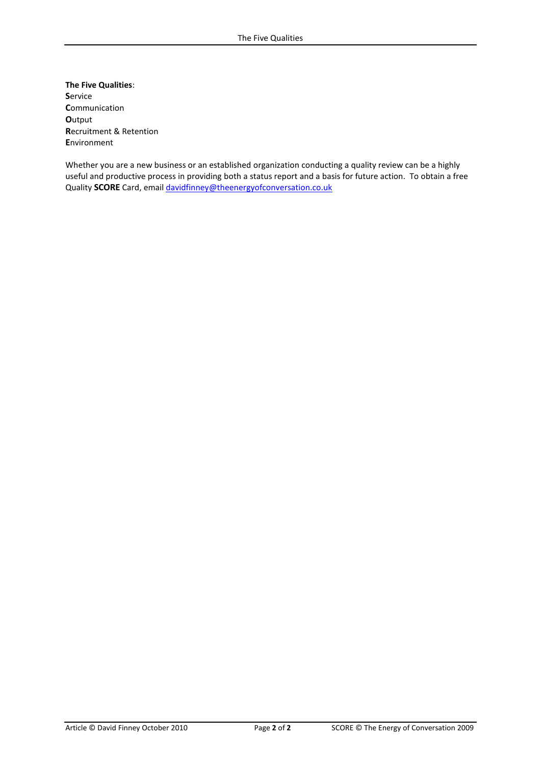**The Five Qualities**:
**S**ervice
**C**ommunication
**O**utput
**R**ecruitment & Retention
**E**nvironment

Whether you are a new business or an established organization conducting a quality review can be a highly useful and productive process in providing both a status report and a basis for future action. To obtain a free Quality **SCORE** Card, email davidfinney@theenergyofconversation.co.uk